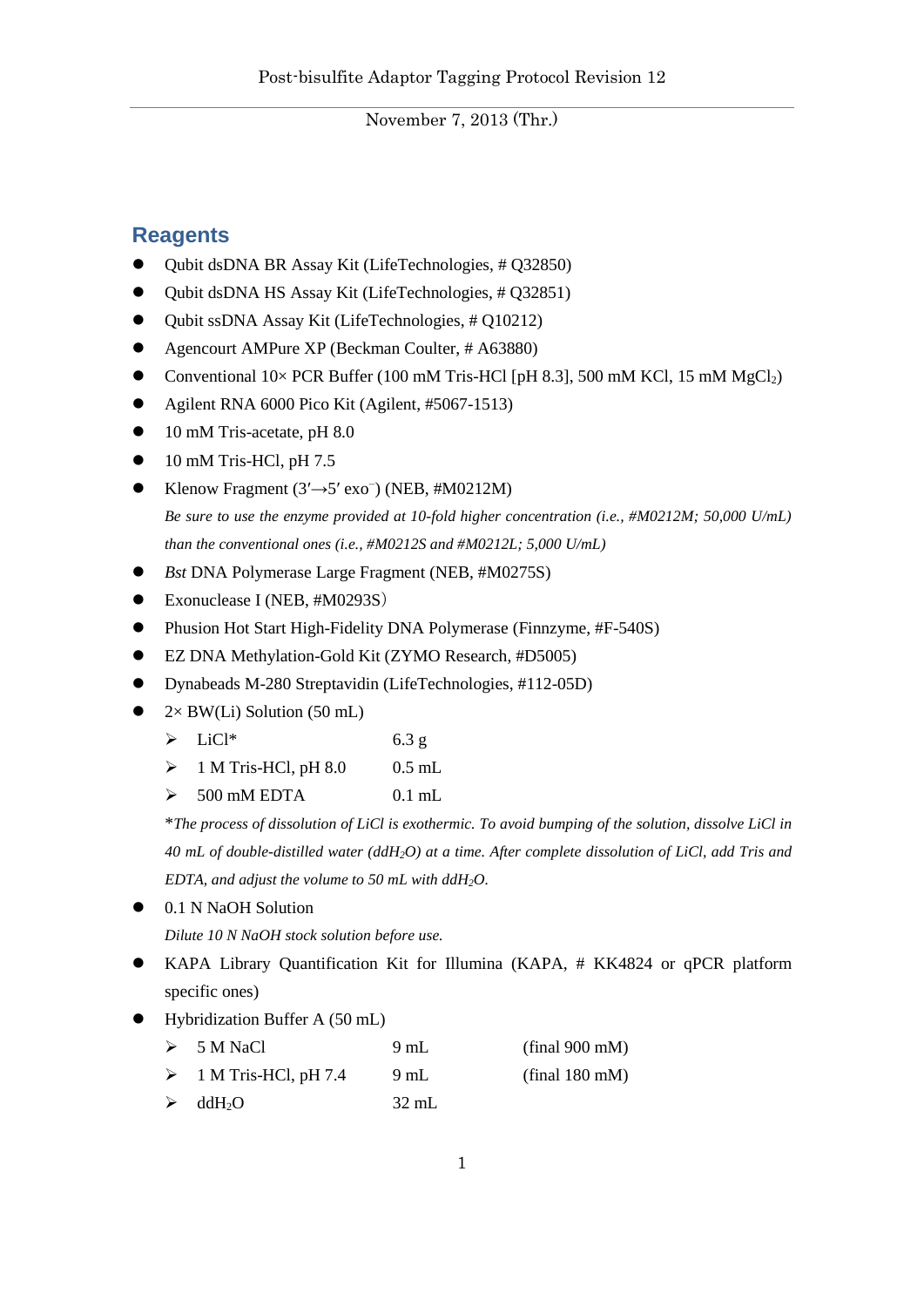Post-bisulfite Adaptor Tagging Protocol Revision 12

November 7, 2013 (Thr.)

## Reagents

- Qubit dsDNA BR Assay Kit (LifeTechnologies, # Q32850)
- Qubit dsDNA HS Assay Kit (LifeTechnologies, # Q32851)
- Qubit ssDNA Assay Kit (LifeTechnologies, # Q10212)
- Agencourt AMPure XP (Beckman Coulter, # A63880)
- Conventional 10× PCR Buffer (100 mM Tris-HCl [pH 8.3], 500 mM KCl, 15 mM $MgCl_2$)
- Agilent RNA 6000 Pico Kit (Agilent, #5067-1513)
- 10 mM Tris-acetate, pH 8.0
- 10 mM Tris-HCl, pH 7.5
- Klenow Fragment (3′→5′ exo$^-$) (NEB, #M0212M)

  *Be sure to use the enzyme provided at 10-fold higher concentration (i.e., #M0212M; 50,000 U/mL) than the conventional ones (i.e., #M0212S and #M0212L; 5,000 U/mL)*
- *Bst* DNA Polymerase Large Fragment (NEB, #M0275S)
- Exonuclease I (NEB, #M0293S)
- Phusion Hot Start High-Fidelity DNA Polymerase (Finnzyme, #F-540S)
- EZ DNA Methylation-Gold Kit (ZYMO Research, #D5005)
- Dynabeads M-280 Streptavidin (LifeTechnologies, #112-05D)
- 2× BW(Li) Solution (50 mL)
  - LiCl* 6.3 g
  - 1 M Tris-HCl, pH 8.0 0.5 mL
  - 500 mM EDTA 0.1 mL

  **The process of dissolution of LiCl is exothermic. To avoid bumping of the solution, dissolve LiCl in 40 mL of double-distilled water (ddH$_2$O) at a time. After complete dissolution of LiCl, add Tris and EDTA, and adjust the volume to 50 mL with ddH$_2$O.*
- 0.1 N NaOH Solution

  *Dilute 10 N NaOH stock solution before use.*
- KAPA Library Quantification Kit for Illumina (KAPA, # KK4824 or qPCR platform specific ones)
- Hybridization Buffer A (50 mL)
  - 5 M NaCl 9 mL (final 900 mM)
  - 1 M Tris-HCl, pH 7.4 9 mL (final 180 mM)
  - ddH$_2$O 32 mL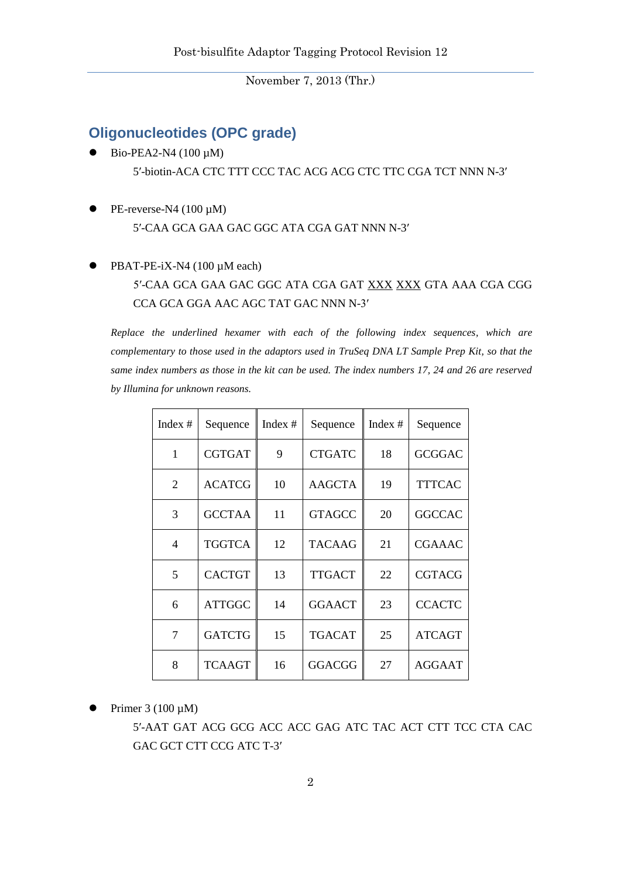## Oligonucleotides (OPC grade)

- Bio-PEA2-N4 (100 µM)

  5′-biotin-ACA CTC TTT CCC TAC ACG ACG CTC TTC CGA TCT NNN N-3′

- PE-reverse-N4 (100 µM)

  5′-CAA GCA GAA GAC GGC ATA CGA GAT NNN N-3′

- PBAT-PE-iX-N4 (100 µM each)

  5′-CAA GCA GAA GAC GGC ATA CGA GAT XXX XXX GTA AAA CGA CGG CCA GCA GGA AAC AGC TAT GAC NNN N-3′

  *Replace the underlined hexamer with each of the following index sequences, which are complementary to those used in the adaptors used in TruSeq DNA LT Sample Prep Kit, so that the same index numbers as those in the kit can be used. The index numbers 17, 24 and 26 are reserved by Illumina for unknown reasons.*

| Index # | Sequence | Index # | Sequence | Index # | Sequence |
|---|---|---|---|---|---|
| 1 | CGTGAT | 9 | CTGATC | 18 | GCGGAC |
| 2 | ACATCG | 10 | AAGCTA | 19 | TTTCAC |
| 3 | GCCTAA | 11 | GTAGCC | 20 | GGCCAC |
| 4 | TGGTCA | 12 | TACAAG | 21 | CGAAAC |
| 5 | CACTGT | 13 | TTGACT | 22 | CGTACG |
| 6 | ATTGGC | 14 | GGAACT | 23 | CCACTC |
| 7 | GATCTG | 15 | TGACAT | 25 | ATCAGT |
| 8 | TCAAGT | 16 | GGACGG | 27 | AGGAAT |

- Primer 3 (100 µM)

  5′-AAT GAT ACG GCG ACC ACC GAG ATC TAC ACT CTT TCC CTA CAC GAC GCT CTT CCG ATC T-3′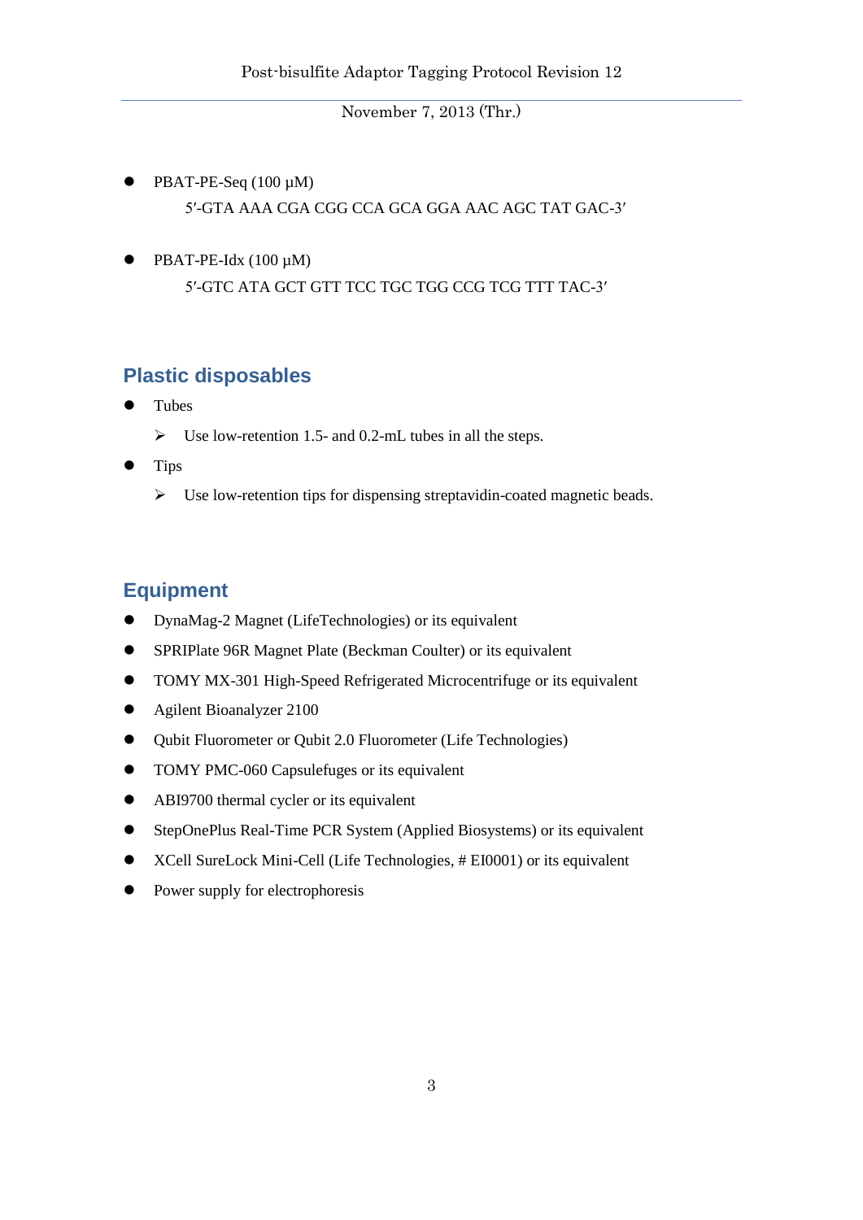- PBAT-PE-Seq (100 μM)
  
  5′-GTA AAA CGA CGG CCA GCA GGA AAC AGC TAT GAC-3′

- PBAT-PE-Idx (100 μM)
  
  5′-GTC ATA GCT GTT TCC TGC TGG CCG TCG TTT TAC-3′

## Plastic disposables

- Tubes
  - Use low-retention 1.5- and 0.2-mL tubes in all the steps.
- Tips
  - Use low-retention tips for dispensing streptavidin-coated magnetic beads.

## Equipment

- DynaMag-2 Magnet (LifeTechnologies) or its equivalent
- SPRIPlate 96R Magnet Plate (Beckman Coulter) or its equivalent
- TOMY MX-301 High-Speed Refrigerated Microcentrifuge or its equivalent
- Agilent Bioanalyzer 2100
- Qubit Fluorometer or Qubit 2.0 Fluorometer (Life Technologies)
- TOMY PMC-060 Capsulefuges or its equivalent
- ABI9700 thermal cycler or its equivalent
- StepOnePlus Real-Time PCR System (Applied Biosystems) or its equivalent
- XCell SureLock Mini-Cell (Life Technologies, # EI0001) or its equivalent
- Power supply for electrophoresis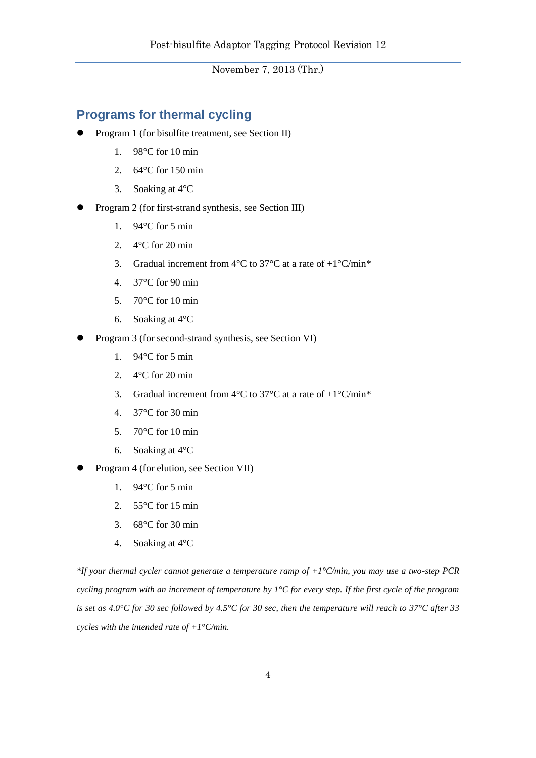## Programs for thermal cycling

- Program 1 (for bisulfite treatment, see Section II)
    1. 98°C for 10 min
    2. 64°C for 150 min
    3. Soaking at 4°C
- Program 2 (for first-strand synthesis, see Section III)
    1. 94°C for 5 min
    2. 4°C for 20 min
    3. Gradual increment from 4°C to 37°C at a rate of +1°C/min*
    4. 37°C for 90 min
    5. 70°C for 10 min
    6. Soaking at 4°C
- Program 3 (for second-strand synthesis, see Section VI)
    1. 94°C for 5 min
    2. 4°C for 20 min
    3. Gradual increment from 4°C to 37°C at a rate of +1°C/min*
    4. 37°C for 30 min
    5. 70°C for 10 min
    6. Soaking at 4°C
- Program 4 (for elution, see Section VII)
    1. 94°C for 5 min
    2. 55°C for 15 min
    3. 68°C for 30 min
    4. Soaking at 4°C

*\*If your thermal cycler cannot generate a temperature ramp of +1°C/min, you may use a two-step PCR cycling program with an increment of temperature by 1°C for every step. If the first cycle of the program is set as 4.0°C for 30 sec followed by 4.5°C for 30 sec, then the temperature will reach to 37°C after 33 cycles with the intended rate of +1°C/min.*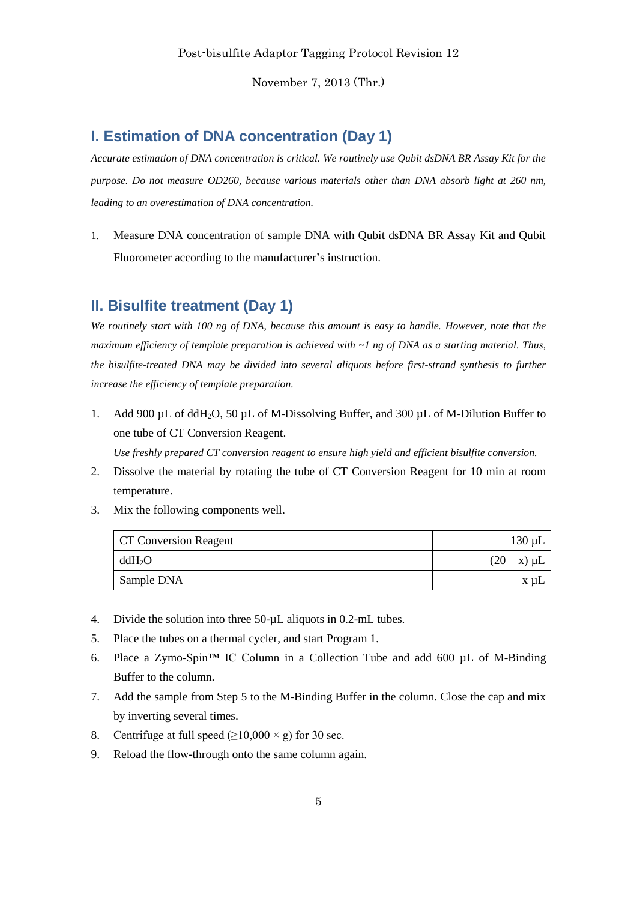## I. Estimation of DNA concentration (Day 1)

*Accurate estimation of DNA concentration is critical. We routinely use Qubit dsDNA BR Assay Kit for the purpose. Do not measure OD260, because various materials other than DNA absorb light at 260 nm, leading to an overestimation of DNA concentration.*

1. Measure DNA concentration of sample DNA with Qubit dsDNA BR Assay Kit and Qubit Fluorometer according to the manufacturer's instruction.

## II. Bisulfite treatment (Day 1)

*We routinely start with 100 ng of DNA, because this amount is easy to handle. However, note that the maximum efficiency of template preparation is achieved with ~1 ng of DNA as a starting material. Thus, the bisulfite-treated DNA may be divided into several aliquots before first-strand synthesis to further increase the efficiency of template preparation.*

1. Add 900 µL of $ddH_2O$, 50 µL of M-Dissolving Buffer, and 300 µL of M-Dilution Buffer to one tube of CT Conversion Reagent.
   *Use freshly prepared CT conversion reagent to ensure high yield and efficient bisulfite conversion.*
2. Dissolve the material by rotating the tube of CT Conversion Reagent for 10 min at room temperature.
3. Mix the following components well.

| CT Conversion Reagent | 130 µL |
|---|---|
| $ddH_2O$ | (20 − x) µL |
| Sample DNA | x µL |

4. Divide the solution into three 50-µL aliquots in 0.2-mL tubes.
5. Place the tubes on a thermal cycler, and start Program 1.
6. Place a Zymo-Spin™ IC Column in a Collection Tube and add 600 µL of M-Binding Buffer to the column.
7. Add the sample from Step 5 to the M-Binding Buffer in the column. Close the cap and mix by inverting several times.
8. Centrifuge at full speed (≥10,000 × g) for 30 sec.
9. Reload the flow-through onto the same column again.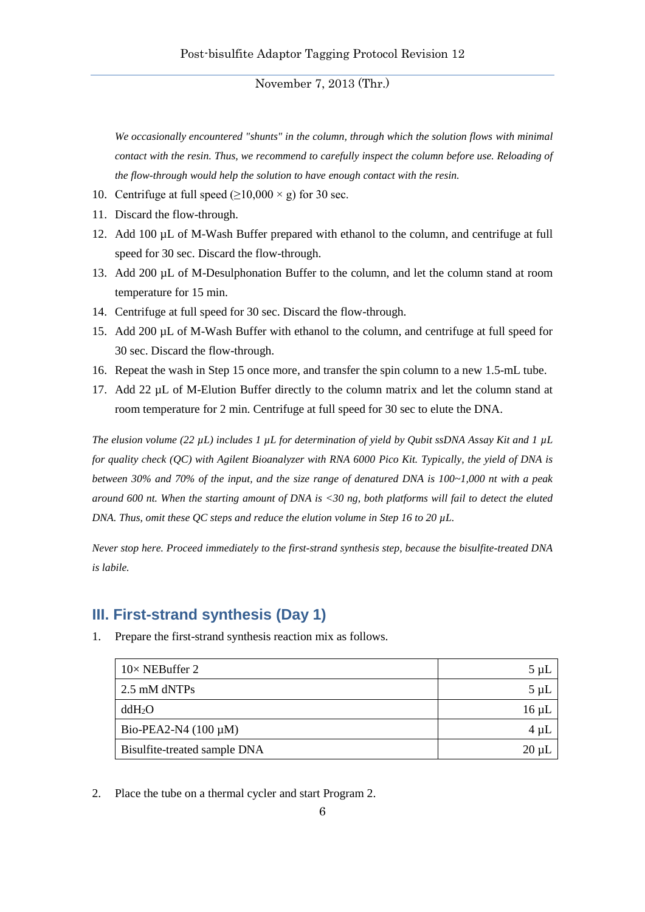*We occasionally encountered "shunts" in the column, through which the solution flows with minimal contact with the resin. Thus, we recommend to carefully inspect the column before use. Reloading of the flow-through would help the solution to have enough contact with the resin.*

10. Centrifuge at full speed ($\geq$10,000 × g) for 30 sec.
11. Discard the flow-through.
12. Add 100 µL of M-Wash Buffer prepared with ethanol to the column, and centrifuge at full speed for 30 sec. Discard the flow-through.
13. Add 200 µL of M-Desulphonation Buffer to the column, and let the column stand at room temperature for 15 min.
14. Centrifuge at full speed for 30 sec. Discard the flow-through.
15. Add 200 µL of M-Wash Buffer with ethanol to the column, and centrifuge at full speed for 30 sec. Discard the flow-through.
16. Repeat the wash in Step 15 once more, and transfer the spin column to a new 1.5-mL tube.
17. Add 22 µL of M-Elution Buffer directly to the column matrix and let the column stand at room temperature for 2 min. Centrifuge at full speed for 30 sec to elute the DNA.

*The elution volume (22 µL) includes 1 µL for determination of yield by Qubit ssDNA Assay Kit and 1 µL for quality check (QC) with Agilent Bioanalyzer with RNA 6000 Pico Kit. Typically, the yield of DNA is between 30% and 70% of the input, and the size range of denatured DNA is 100~1,000 nt with a peak around 600 nt. When the starting amount of DNA is <30 ng, both platforms will fail to detect the eluted DNA. Thus, omit these QC steps and reduce the elution volume in Step 16 to 20 µL.*

*Never stop here. Proceed immediately to the first-strand synthesis step, because the bisulfite-treated DNA is labile.*

## III. First-strand synthesis (Day 1)

1. Prepare the first-strand synthesis reaction mix as follows.

| | |
|---|---:|
| 10× NEBuffer 2 | 5 µL |
| 2.5 mM dNTPs | 5 µL |
| $ddH_2O$ | 16 µL |
| Bio-PEA2-N4 (100 µM) | 4 µL |
| Bisulfite-treated sample DNA | 20 µL |

2. Place the tube on a thermal cycler and start Program 2.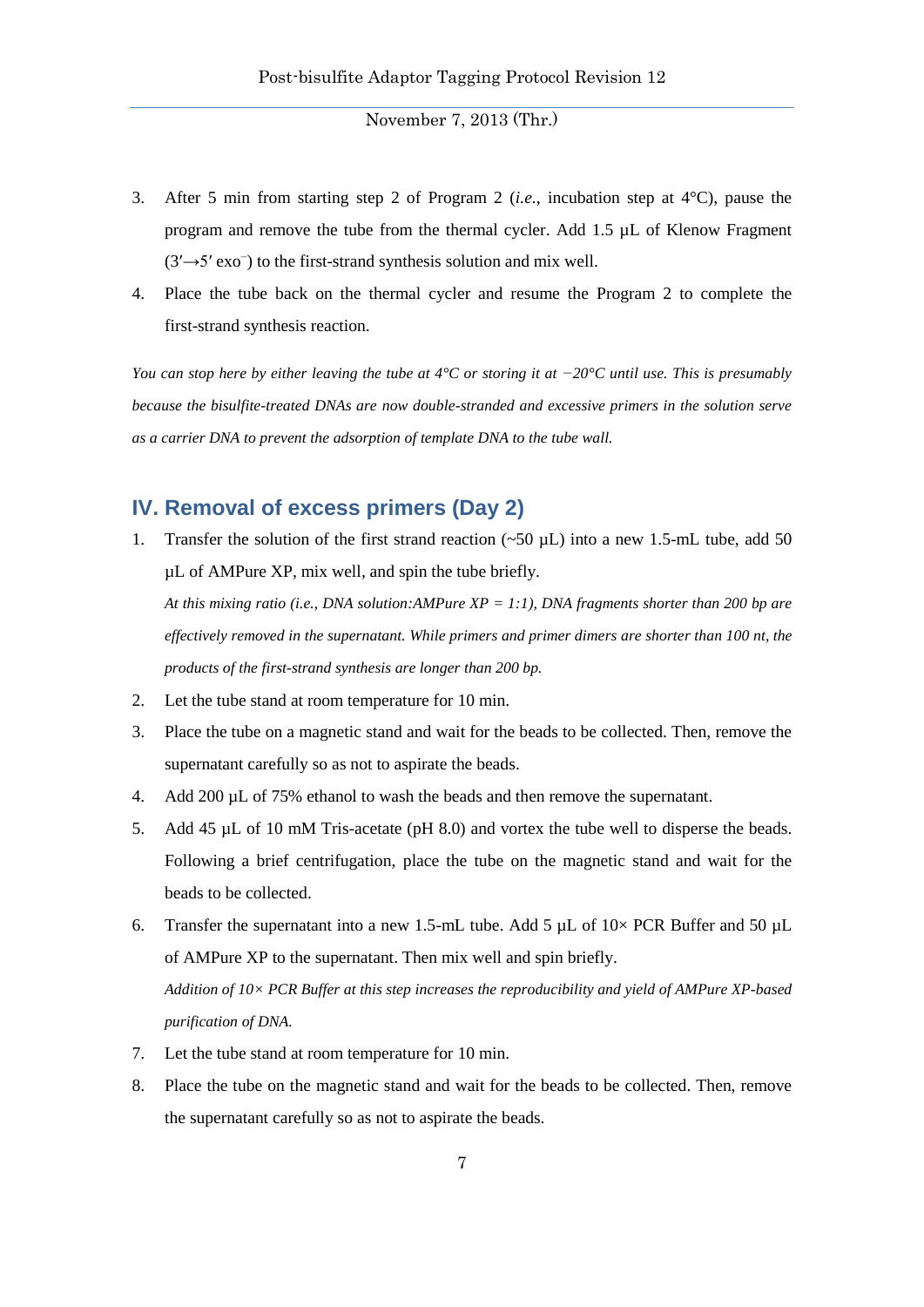3. After 5 min from starting step 2 of Program 2 (*i.e.*, incubation step at 4°C), pause the program and remove the tube from the thermal cycler. Add 1.5 µL of Klenow Fragment (3′→5′ exo$^{-}$) to the first-strand synthesis solution and mix well.
4. Place the tube back on the thermal cycler and resume the Program 2 to complete the first-strand synthesis reaction.

*You can stop here by either leaving the tube at 4°C or storing it at −20°C until use. This is presumably because the bisulfite-treated DNAs are now double-stranded and excessive primers in the solution serve as a carrier DNA to prevent the adsorption of template DNA to the tube wall.*

## IV. Removal of excess primers (Day 2)

1. Transfer the solution of the first strand reaction (~50 µL) into a new 1.5-mL tube, add 50 µL of AMPure XP, mix well, and spin the tube briefly.

   *At this mixing ratio (i.e., DNA solution:AMPure XP = 1:1), DNA fragments shorter than 200 bp are effectively removed in the supernatant. While primers and primer dimers are shorter than 100 nt, the products of the first-strand synthesis are longer than 200 bp.*
2. Let the tube stand at room temperature for 10 min.
3. Place the tube on a magnetic stand and wait for the beads to be collected. Then, remove the supernatant carefully so as not to aspirate the beads.
4. Add 200 µL of 75% ethanol to wash the beads and then remove the supernatant.
5. Add 45 µL of 10 mM Tris-acetate (pH 8.0) and vortex the tube well to disperse the beads. Following a brief centrifugation, place the tube on the magnetic stand and wait for the beads to be collected.
6. Transfer the supernatant into a new 1.5-mL tube. Add 5 µL of 10× PCR Buffer and 50 µL of AMPure XP to the supernatant. Then mix well and spin briefly.

   *Addition of 10× PCR Buffer at this step increases the reproducibility and yield of AMPure XP-based purification of DNA.*
7. Let the tube stand at room temperature for 10 min.
8. Place the tube on the magnetic stand and wait for the beads to be collected. Then, remove the supernatant carefully so as not to aspirate the beads.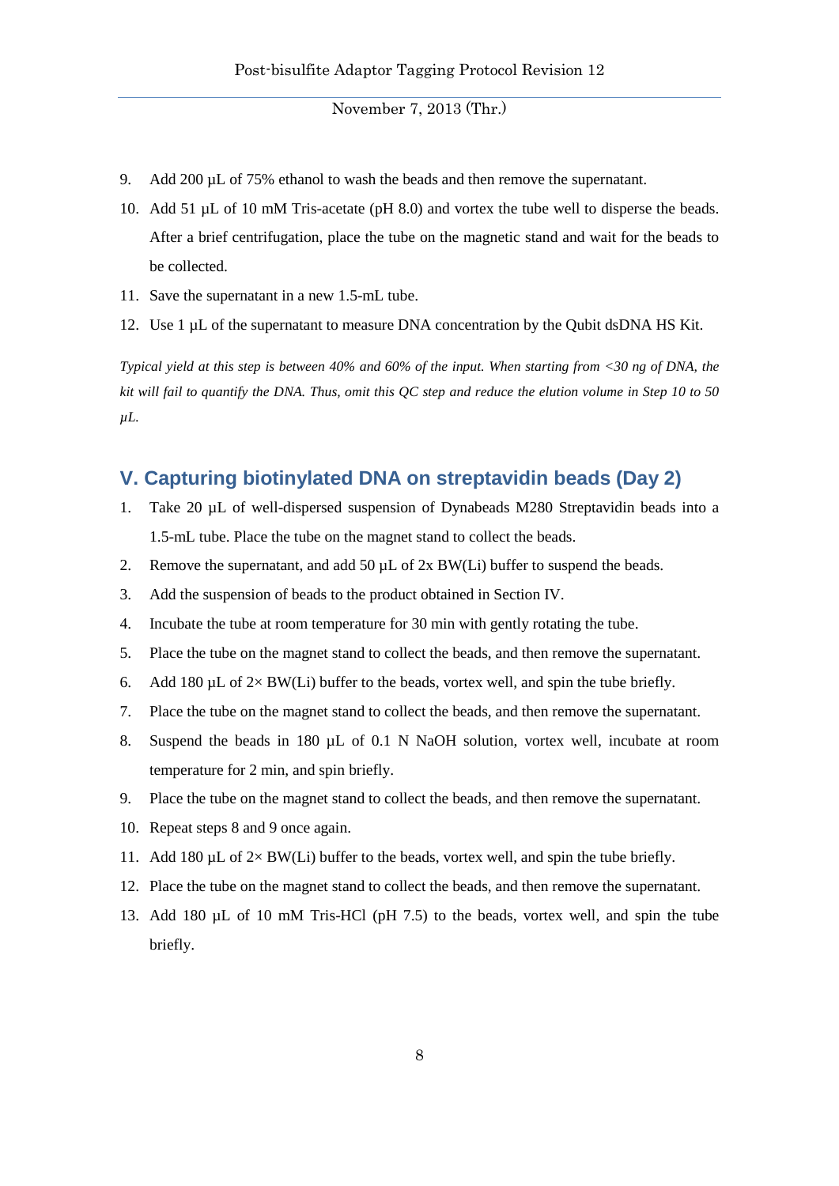9. Add 200 µL of 75% ethanol to wash the beads and then remove the supernatant.
10. Add 51 µL of 10 mM Tris-acetate (pH 8.0) and vortex the tube well to disperse the beads. After a brief centrifugation, place the tube on the magnetic stand and wait for the beads to be collected.
11. Save the supernatant in a new 1.5-mL tube.
12. Use 1 µL of the supernatant to measure DNA concentration by the Qubit dsDNA HS Kit.

*Typical yield at this step is between 40% and 60% of the input. When starting from <30 ng of DNA, the kit will fail to quantify the DNA. Thus, omit this QC step and reduce the elution volume in Step 10 to 50 µL.*

## V. Capturing biotinylated DNA on streptavidin beads (Day 2)

1. Take 20 µL of well-dispersed suspension of Dynabeads M280 Streptavidin beads into a 1.5-mL tube. Place the tube on the magnet stand to collect the beads.
2. Remove the supernatant, and add 50 µL of 2x BW(Li) buffer to suspend the beads.
3. Add the suspension of beads to the product obtained in Section IV.
4. Incubate the tube at room temperature for 30 min with gently rotating the tube.
5. Place the tube on the magnet stand to collect the beads, and then remove the supernatant.
6. Add 180 µL of 2× BW(Li) buffer to the beads, vortex well, and spin the tube briefly.
7. Place the tube on the magnet stand to collect the beads, and then remove the supernatant.
8. Suspend the beads in 180 µL of 0.1 N NaOH solution, vortex well, incubate at room temperature for 2 min, and spin briefly.
9. Place the tube on the magnet stand to collect the beads, and then remove the supernatant.
10. Repeat steps 8 and 9 once again.
11. Add 180 µL of 2× BW(Li) buffer to the beads, vortex well, and spin the tube briefly.
12. Place the tube on the magnet stand to collect the beads, and then remove the supernatant.
13. Add 180 µL of 10 mM Tris-HCl (pH 7.5) to the beads, vortex well, and spin the tube briefly.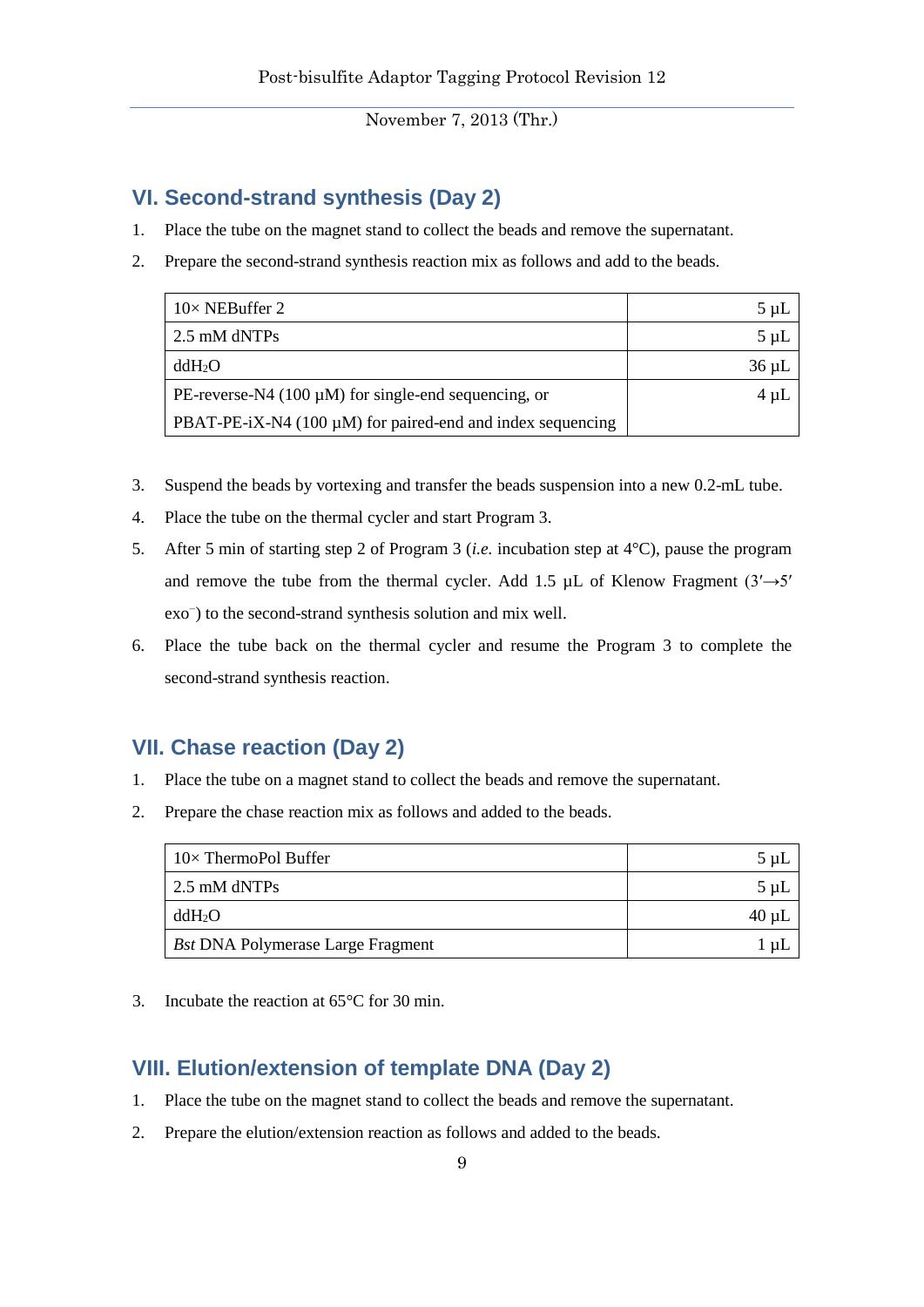## VI. Second-strand synthesis (Day 2)

1. Place the tube on the magnet stand to collect the beads and remove the supernatant.
2. Prepare the second-strand synthesis reaction mix as follows and add to the beads.

| | |
|---|---:|
| 10× NEBuffer 2 | 5 µL |
| 2.5 mM dNTPs | 5 µL |
| $ddH_2O$ | 36 µL |
| PE-reverse-N4 (100 µM) for single-end sequencing, or PBAT-PE-iX-N4 (100 µM) for paired-end and index sequencing | 4 µL |

3. Suspend the beads by vortexing and transfer the beads suspension into a new 0.2-mL tube.
4. Place the tube on the thermal cycler and start Program 3.
5. After 5 min of starting step 2 of Program 3 (*i.e.* incubation step at 4°C), pause the program and remove the tube from the thermal cycler. Add 1.5 µL of Klenow Fragment (3′→5′ $exo^{-}$) to the second-strand synthesis solution and mix well.
6. Place the tube back on the thermal cycler and resume the Program 3 to complete the second-strand synthesis reaction.

## VII. Chase reaction (Day 2)

1. Place the tube on a magnet stand to collect the beads and remove the supernatant.
2. Prepare the chase reaction mix as follows and added to the beads.

| | |
|---|---:|
| 10× ThermoPol Buffer | 5 µL |
| 2.5 mM dNTPs | 5 µL |
| $ddH_2O$ | 40 µL |
| *Bst* DNA Polymerase Large Fragment | 1 µL |

3. Incubate the reaction at 65°C for 30 min.

## VIII. Elution/extension of template DNA (Day 2)

1. Place the tube on the magnet stand to collect the beads and remove the supernatant.
2. Prepare the elution/extension reaction as follows and added to the beads.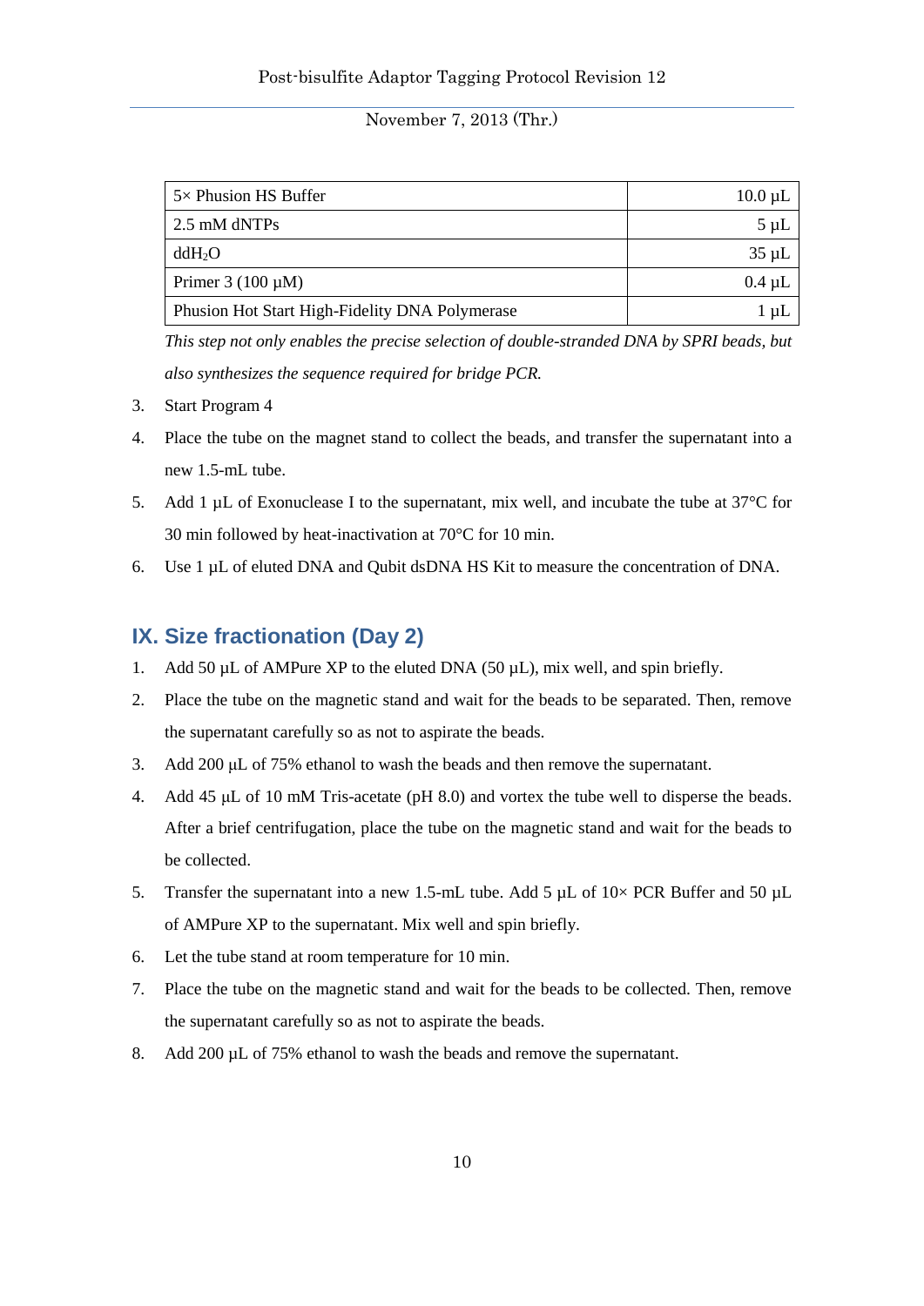| 5× Phusion HS Buffer | 10.0 µL |
| --- | --- |
| 2.5 mM dNTPs | 5 µL |
| $ddH_2O$ | 35 µL |
| Primer 3 (100 µM) | 0.4 µL |
| Phusion Hot Start High-Fidelity DNA Polymerase | 1 µL |

*This step not only enables the precise selection of double-stranded DNA by SPRI beads, but also synthesizes the sequence required for bridge PCR.*

3. Start Program 4
4. Place the tube on the magnet stand to collect the beads, and transfer the supernatant into a new 1.5-mL tube.
5. Add 1 µL of Exonuclease I to the supernatant, mix well, and incubate the tube at 37°C for 30 min followed by heat-inactivation at 70°C for 10 min.
6. Use 1 µL of eluted DNA and Qubit dsDNA HS Kit to measure the concentration of DNA.

## IX. Size fractionation (Day 2)

1. Add 50 µL of AMPure XP to the eluted DNA (50 µL), mix well, and spin briefly.
2. Place the tube on the magnetic stand and wait for the beads to be separated. Then, remove the supernatant carefully so as not to aspirate the beads.
3. Add 200 µL of 75% ethanol to wash the beads and then remove the supernatant.
4. Add 45 µL of 10 mM Tris-acetate (pH 8.0) and vortex the tube well to disperse the beads. After a brief centrifugation, place the tube on the magnetic stand and wait for the beads to be collected.
5. Transfer the supernatant into a new 1.5-mL tube. Add 5 µL of 10× PCR Buffer and 50 µL of AMPure XP to the supernatant. Mix well and spin briefly.
6. Let the tube stand at room temperature for 10 min.
7. Place the tube on the magnetic stand and wait for the beads to be collected. Then, remove the supernatant carefully so as not to aspirate the beads.
8. Add 200 µL of 75% ethanol to wash the beads and remove the supernatant.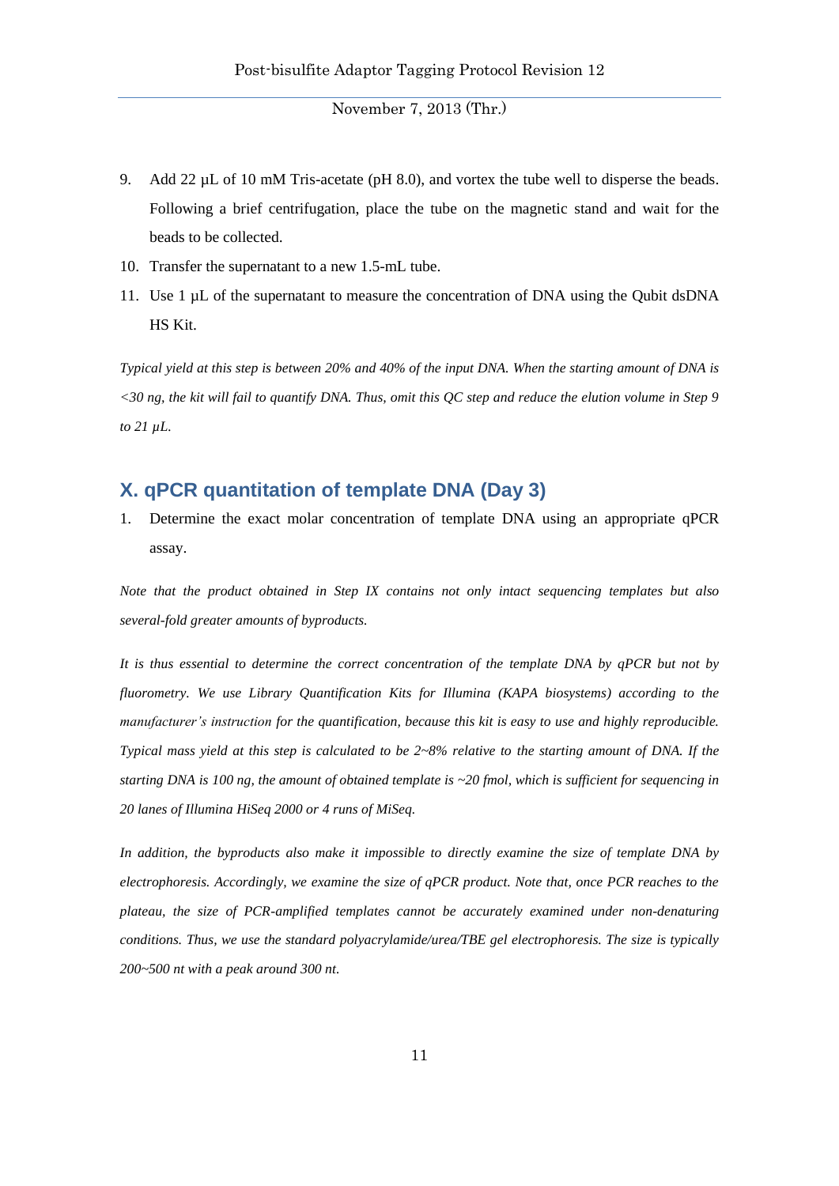9. Add 22 µL of 10 mM Tris-acetate (pH 8.0), and vortex the tube well to disperse the beads. Following a brief centrifugation, place the tube on the magnetic stand and wait for the beads to be collected.
10. Transfer the supernatant to a new 1.5-mL tube.
11. Use 1 µL of the supernatant to measure the concentration of DNA using the Qubit dsDNA HS Kit.

*Typical yield at this step is between 20% and 40% of the input DNA. When the starting amount of DNA is <30 ng, the kit will fail to quantify DNA. Thus, omit this QC step and reduce the elution volume in Step 9 to 21 µL.*

## X. qPCR quantitation of template DNA (Day 3)

1. Determine the exact molar concentration of template DNA using an appropriate qPCR assay.

*Note that the product obtained in Step IX contains not only intact sequencing templates but also several-fold greater amounts of byproducts.*

*It is thus essential to determine the correct concentration of the template DNA by qPCR but not by fluorometry. We use Library Quantification Kits for Illumina (KAPA biosystems) according to the manufacturer's instruction for the quantification, because this kit is easy to use and highly reproducible. Typical mass yield at this step is calculated to be 2~8% relative to the starting amount of DNA. If the starting DNA is 100 ng, the amount of obtained template is ~20 fmol, which is sufficient for sequencing in 20 lanes of Illumina HiSeq 2000 or 4 runs of MiSeq.*

*In addition, the byproducts also make it impossible to directly examine the size of template DNA by electrophoresis. Accordingly, we examine the size of qPCR product. Note that, once PCR reaches to the plateau, the size of PCR-amplified templates cannot be accurately examined under non-denaturing conditions. Thus, we use the standard polyacrylamide/urea/TBE gel electrophoresis. The size is typically 200~500 nt with a peak around 300 nt.*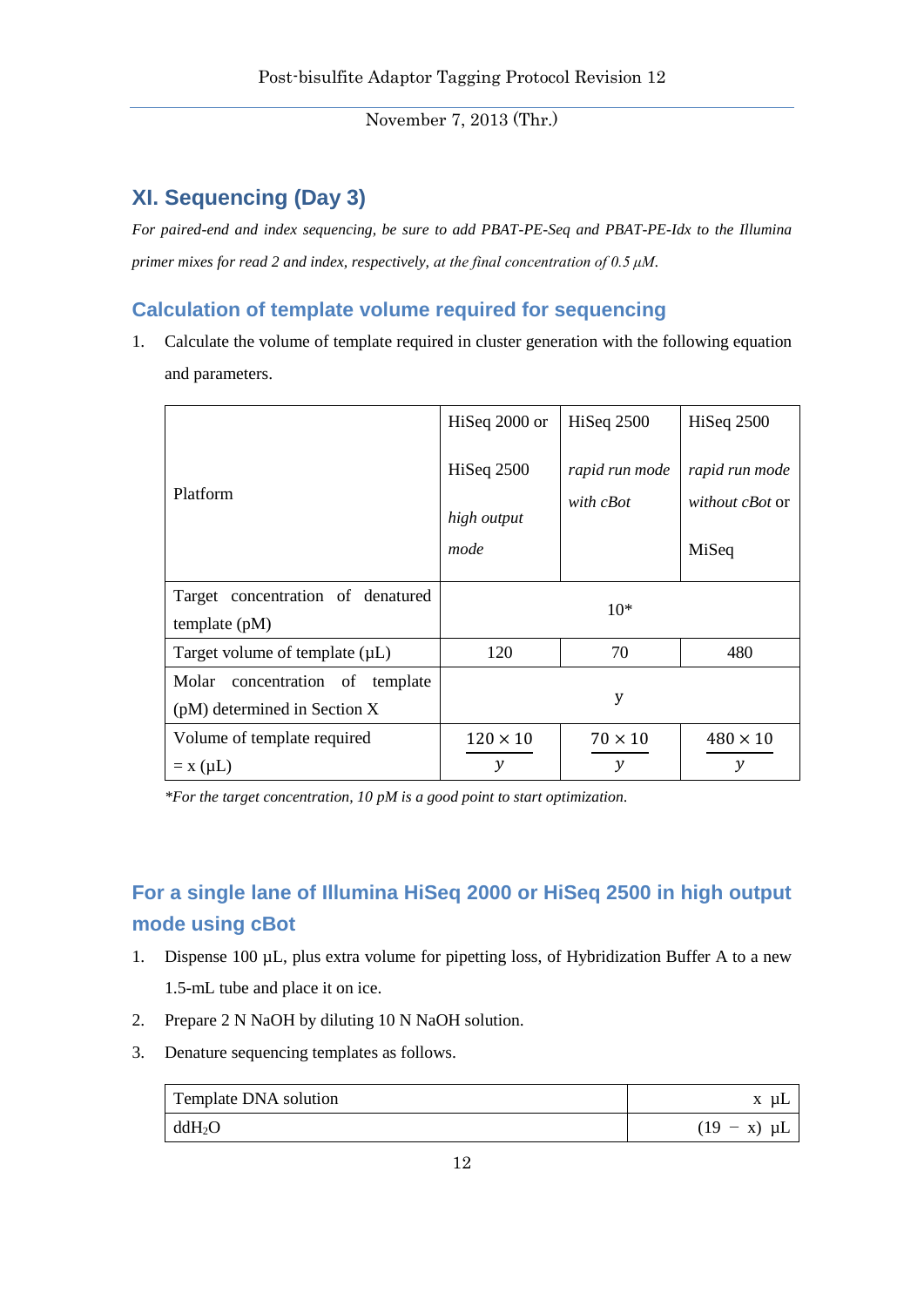## XI. Sequencing (Day 3)

*For paired-end and index sequencing, be sure to add PBAT-PE-Seq and PBAT-PE-Idx to the Illumina primer mixes for read 2 and index, respectively, at the final concentration of 0.5 µM.*

### Calculation of template volume required for sequencing

1. Calculate the volume of template required in cluster generation with the following equation and parameters.

| Platform | HiSeq 2000 or HiSeq 2500 *high output mode* | HiSeq 2500 *rapid run mode with cBot* | HiSeq 2500 *rapid run mode without cBot* or MiSeq |
|---|---|---|---|
| Target concentration of denatured template (pM) | 10* | | |
| Target volume of template (µL) | 120 | 70 | 480 |
| Molar concentration of template (pM) determined in Section X | y | | |
| Volume of template required = x (µL) | $\frac{120 \times 10}{y}$ | $\frac{70 \times 10}{y}$ | $\frac{480 \times 10}{y}$ |

*\*For the target concentration, 10 pM is a good point to start optimization.*

### For a single lane of Illumina HiSeq 2000 or HiSeq 2500 in high output mode using cBot

1. Dispense 100 µL, plus extra volume for pipetting loss, of Hybridization Buffer A to a new 1.5-mL tube and place it on ice.
2. Prepare 2 N NaOH by diluting 10 N NaOH solution.
3. Denature sequencing templates as follows.

| Template DNA solution | x µL |
|---|---|
| $ddH_2O$ | (19 − x) µL |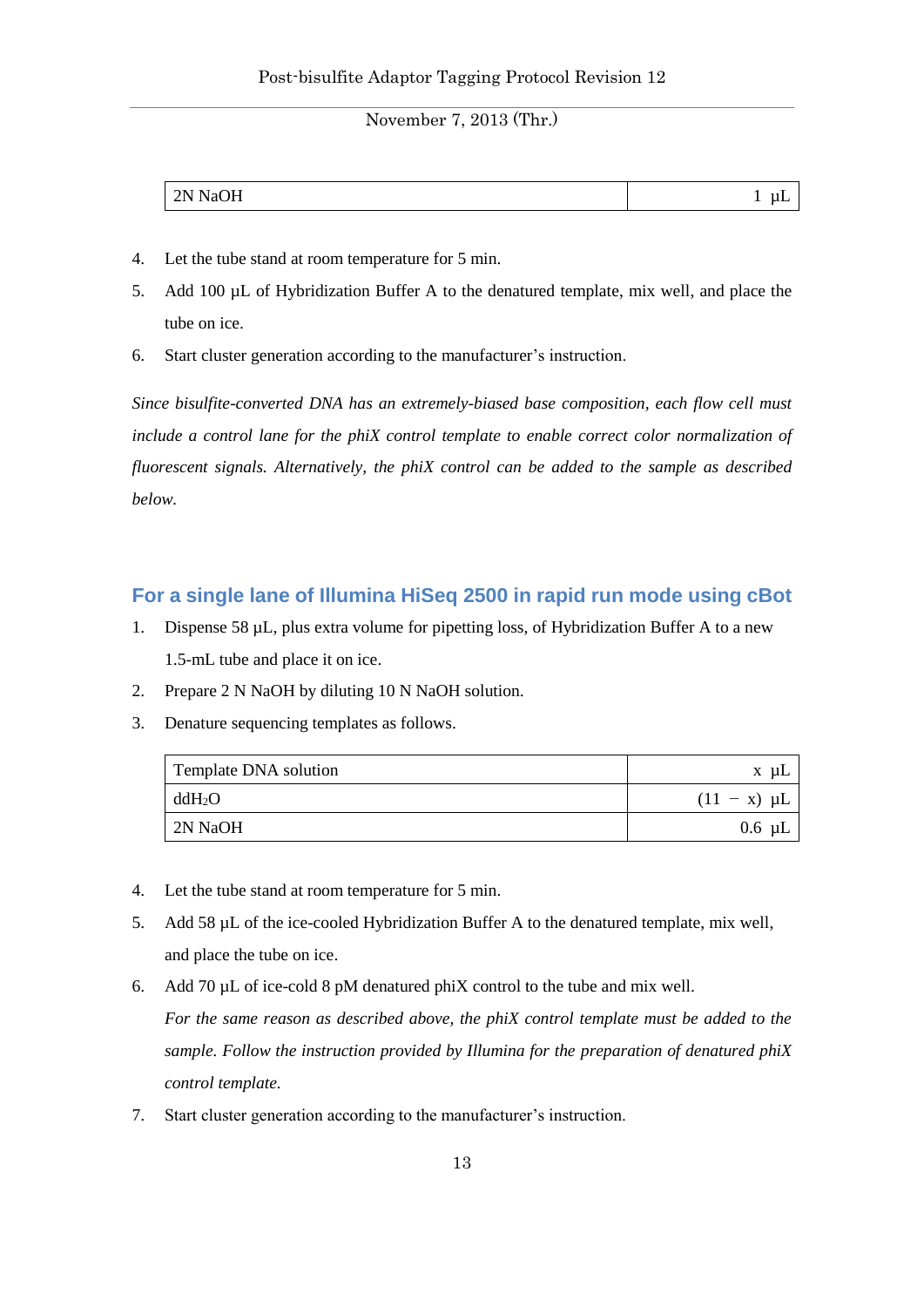| 2N NaOH | 1 μL |
|---|---|

4. Let the tube stand at room temperature for 5 min.
5. Add 100 μL of Hybridization Buffer A to the denatured template, mix well, and place the tube on ice.
6. Start cluster generation according to the manufacturer's instruction.

*Since bisulfite-converted DNA has an extremely-biased base composition, each flow cell must include a control lane for the phiX control template to enable correct color normalization of fluorescent signals. Alternatively, the phiX control can be added to the sample as described below.*

## For a single lane of Illumina HiSeq 2500 in rapid run mode using cBot

1. Dispense 58 μL, plus extra volume for pipetting loss, of Hybridization Buffer A to a new 1.5-mL tube and place it on ice.
2. Prepare 2 N NaOH by diluting 10 N NaOH solution.
3. Denature sequencing templates as follows.

| Template DNA solution | x μL |
|---|---|
| $ddH_2O$ | (11 − x) μL |
| 2N NaOH | 0.6 μL |

4. Let the tube stand at room temperature for 5 min.
5. Add 58 μL of the ice-cooled Hybridization Buffer A to the denatured template, mix well, and place the tube on ice.
6. Add 70 μL of ice-cold 8 pM denatured phiX control to the tube and mix well.
   *For the same reason as described above, the phiX control template must be added to the sample. Follow the instruction provided by Illumina for the preparation of denatured phiX control template.*
7. Start cluster generation according to the manufacturer's instruction.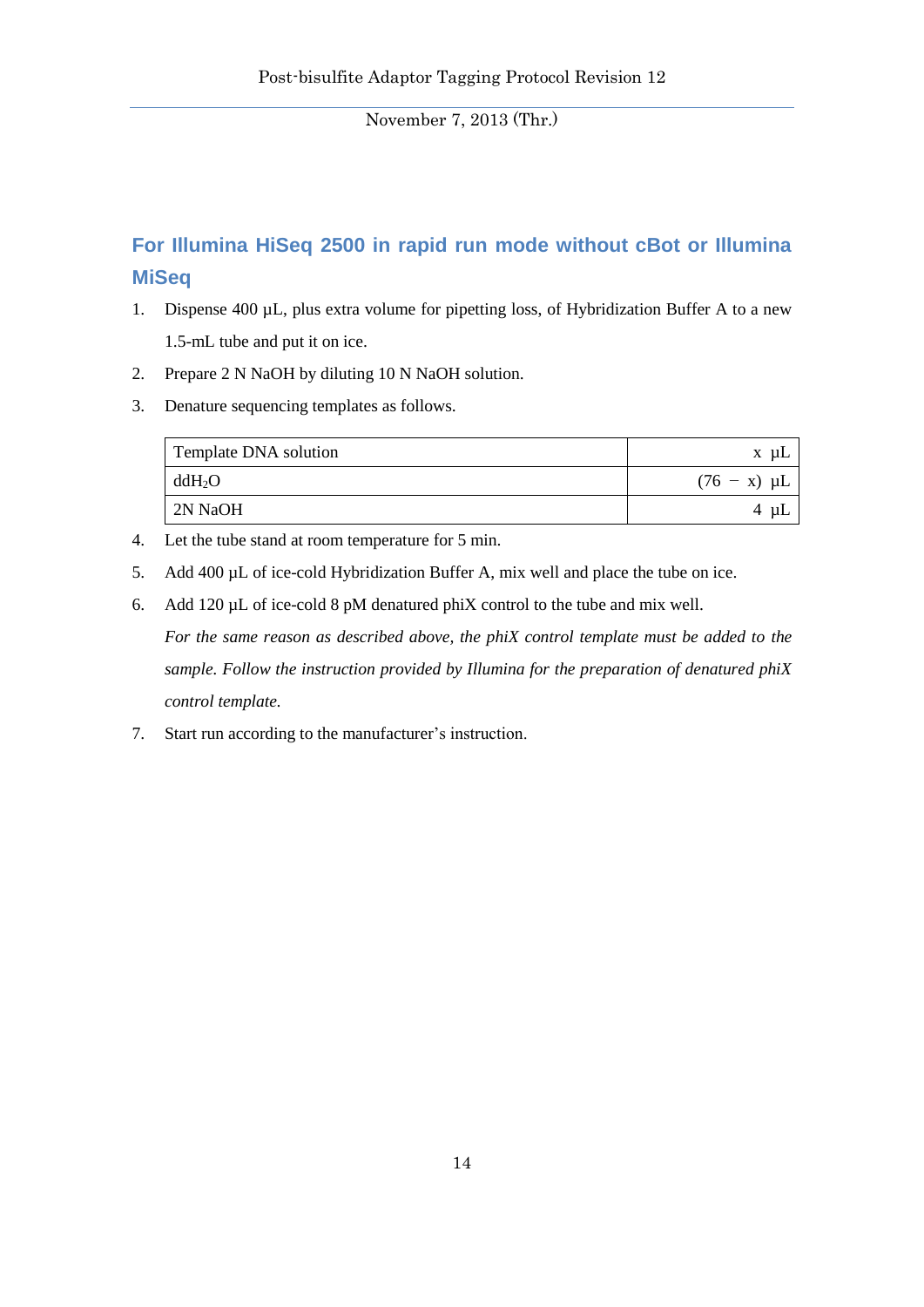## For Illumina HiSeq 2500 in rapid run mode without cBot or Illumina MiSeq

1. Dispense 400 µL, plus extra volume for pipetting loss, of Hybridization Buffer A to a new 1.5-mL tube and put it on ice.
2. Prepare 2 N NaOH by diluting 10 N NaOH solution.
3. Denature sequencing templates as follows.

| Template DNA solution | x µL |
|---|---|
| $ddH_2O$ | (76 − x) µL |
| 2N NaOH | 4 µL |

4. Let the tube stand at room temperature for 5 min.
5. Add 400 µL of ice-cold Hybridization Buffer A, mix well and place the tube on ice.
6. Add 120 µL of ice-cold 8 pM denatured phiX control to the tube and mix well.
   *For the same reason as described above, the phiX control template must be added to the sample. Follow the instruction provided by Illumina for the preparation of denatured phiX control template.*
7. Start run according to the manufacturer's instruction.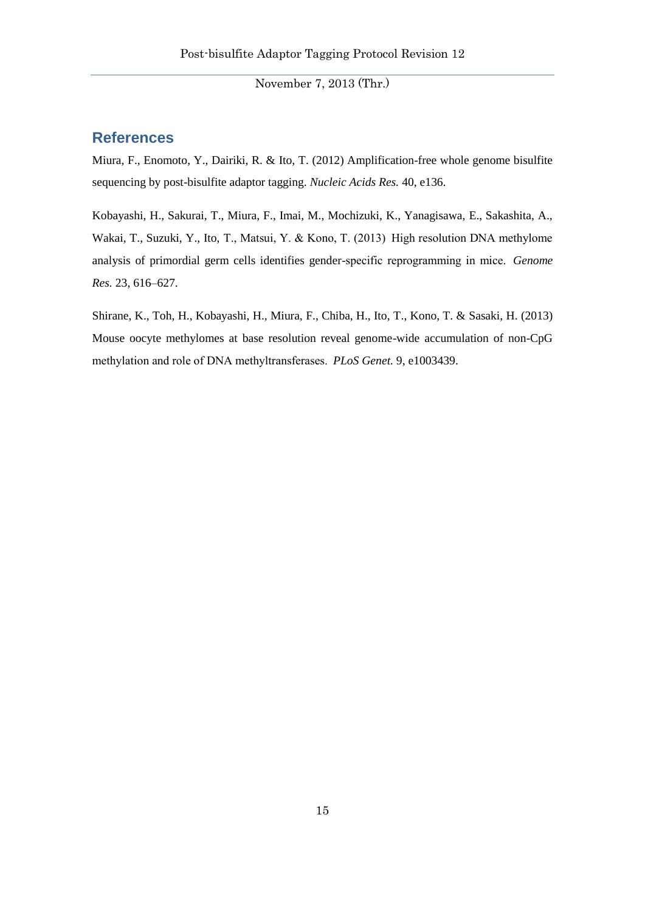## References

Miura, F., Enomoto, Y., Dairiki, R. & Ito, T. (2012) Amplification-free whole genome bisulfite sequencing by post-bisulfite adaptor tagging. *Nucleic Acids Res.* 40, e136.

Kobayashi, H., Sakurai, T., Miura, F., Imai, M., Mochizuki, K., Yanagisawa, E., Sakashita, A., Wakai, T., Suzuki, Y., Ito, T., Matsui, Y. & Kono, T. (2013) High resolution DNA methylome analysis of primordial germ cells identifies gender-specific reprogramming in mice. *Genome Res.* 23, 616–627.

Shirane, K., Toh, H., Kobayashi, H., Miura, F., Chiba, H., Ito, T., Kono, T. & Sasaki, H. (2013) Mouse oocyte methylomes at base resolution reveal genome-wide accumulation of non-CpG methylation and role of DNA methyltransferases. *PLoS Genet.* 9, e1003439.